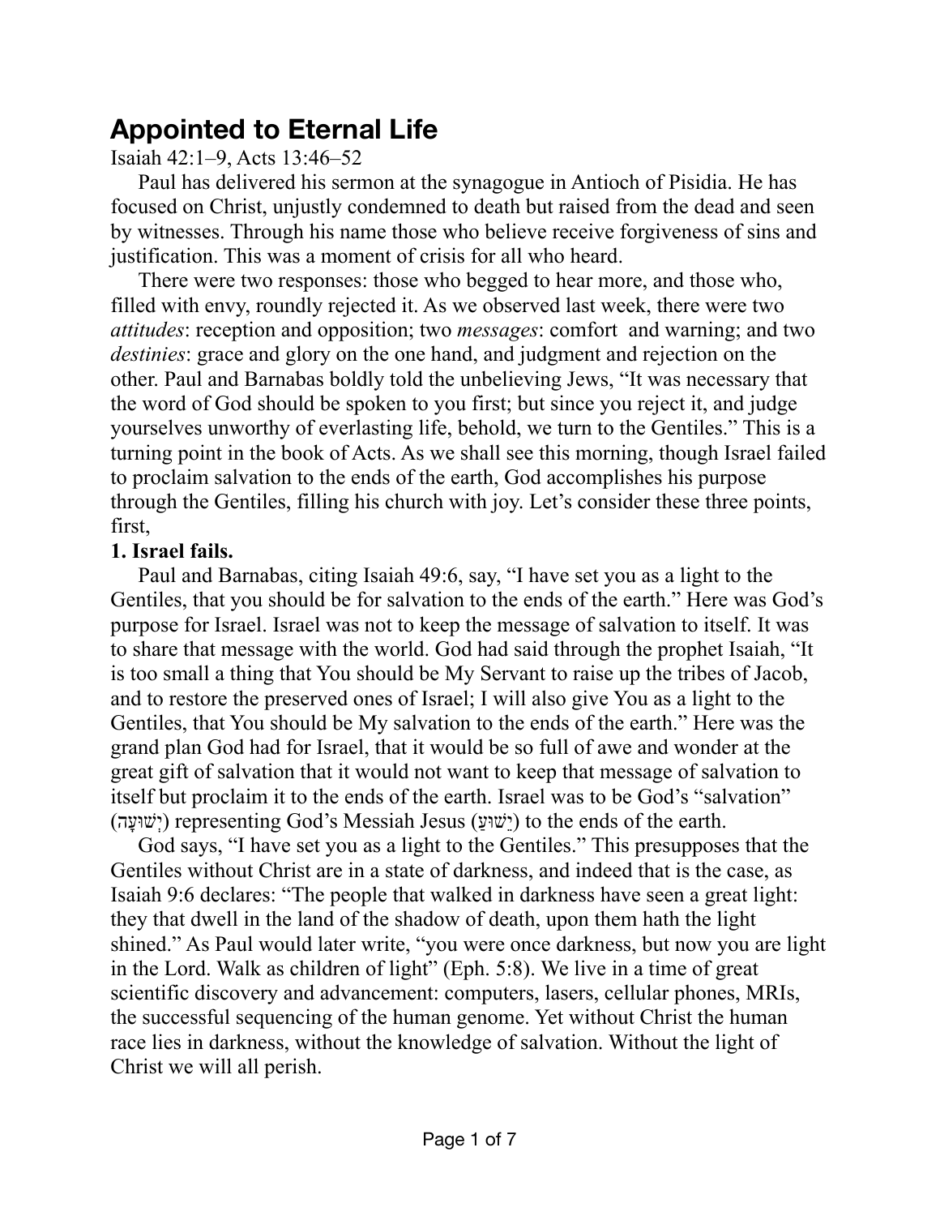# Appointed to Eternal Life

Isaiah 42:1–9, Acts 13:46–52

Paul has delivered his sermon at the synagogue in Antioch of Pisidia. He has focused on Christ, unjustly condemned to death but raised from the dead and seen by witnesses. Through his name those who believe receive forgiveness of sins and justification. This was a moment of crisis for all who heard.

There were two responses: those who begged to hear more, and those who, filled with envy, roundly rejected it. As we observed last week, there were two *attitudes*: reception and opposition; two *messages*: comfort and warning; and two *destinies*: grace and glory on the one hand, and judgment and rejection on the other. Paul and Barnabas boldly told the unbelieving Jews, "It was necessary that the word of God should be spoken to you first; but since you reject it, and judge yourselves unworthy of everlasting life, behold, we turn to the Gentiles." This is a turning point in the book of Acts. As we shall see this morning, though Israel failed to proclaim salvation to the ends of the earth, God accomplishes his purpose through the Gentiles, filling his church with joy. Let's consider these three points, first,

**1. Israel fails.**

Paul and Barnabas, citing Isaiah 49:6, say, "I have set you as a light to the Gentiles, that you should be for salvation to the ends of the earth." Here was God's purpose for Israel. Israel was not to keep the message of salvation to itself. It was to share that message with the world. God had said through the prophet Isaiah, "It is too small a thing that You should be My Servant to raise up the tribes of Jacob, and to restore the preserved ones of Israel; I will also give You as a light to the Gentiles, that You should be My salvation to the ends of the earth." Here was the grand plan God had for Israel, that it would be so full of awe and wonder at the great gift of salvation that it would not want to keep that message of salvation to itself but proclaim it to the ends of the earth. Israel was to be God's "salvation" (יְשׁוּעָה) representing God's Messiah Jesus (יֵשׁוּעַ) to the ends of the earth.

God says, "I have set you as a light to the Gentiles." This presupposes that the Gentiles without Christ are in a state of darkness, and indeed that is the case, as Isaiah 9:6 declares: "The people that walked in darkness have seen a great light: they that dwell in the land of the shadow of death, upon them hath the light shined." As Paul would later write, "you were once darkness, but now you are light in the Lord. Walk as children of light" (Eph. 5:8). We live in a time of great scientific discovery and advancement: computers, lasers, cellular phones, MRIs, the successful sequencing of the human genome. Yet without Christ the human race lies in darkness, without the knowledge of salvation. Without the light of Christ we will all perish.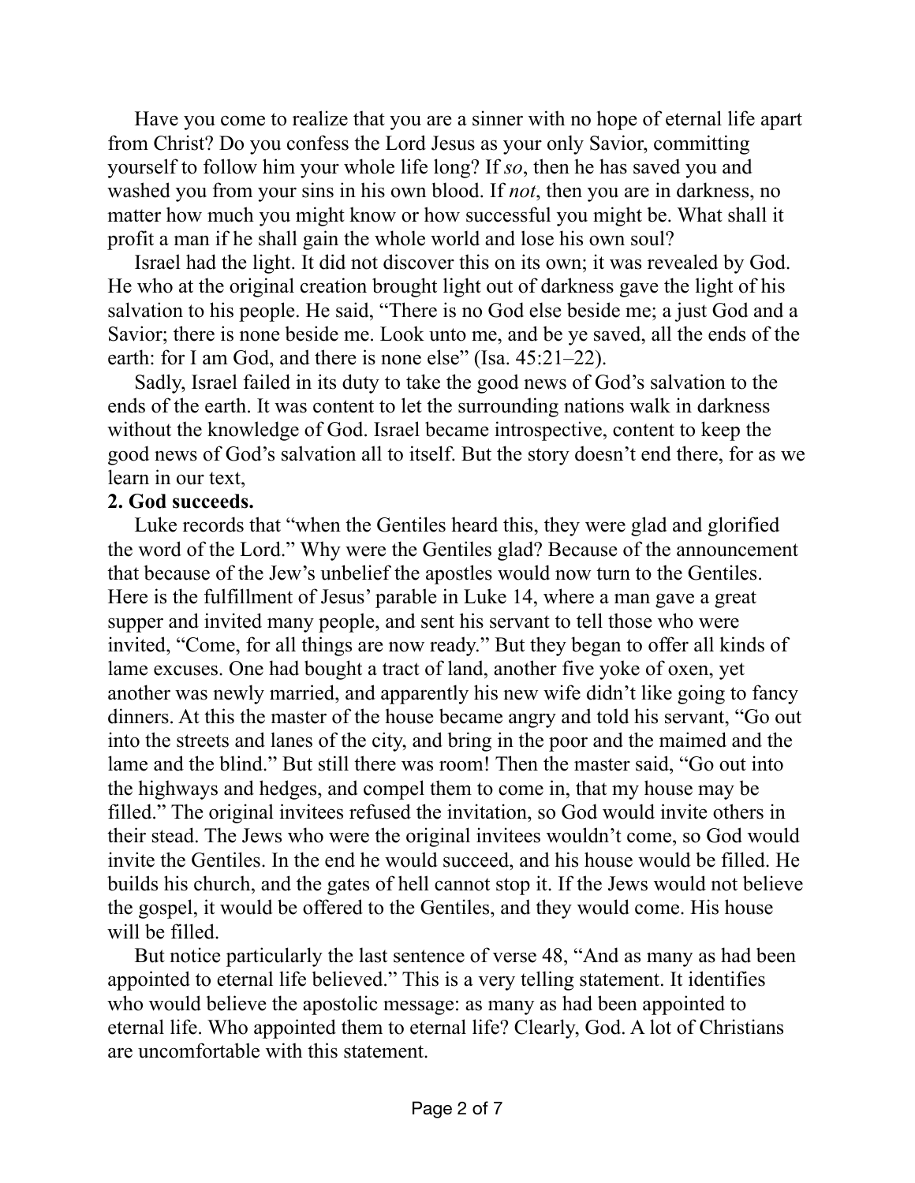Have you come to realize that you are a sinner with no hope of eternal life apart from Christ? Do you confess the Lord Jesus as your only Savior, committing yourself to follow him your whole life long? If *so*, then he has saved you and washed you from your sins in his own blood. If *not*, then you are in darkness, no matter how much you might know or how successful you might be. What shall it profit a man if he shall gain the whole world and lose his own soul?

Israel had the light. It did not discover this on its own; it was revealed by God. He who at the original creation brought light out of darkness gave the light of his salvation to his people. He said, "There is no God else beside me; a just God and a Savior; there is none beside me. Look unto me, and be ye saved, all the ends of the earth: for I am God, and there is none else" (Isa. 45:21–22).

Sadly, Israel failed in its duty to take the good news of God's salvation to the ends of the earth. It was content to let the surrounding nations walk in darkness without the knowledge of God. Israel became introspective, content to keep the good news of God's salvation all to itself. But the story doesn't end there, for as we learn in our text,

**2. God succeeds.**

Luke records that "when the Gentiles heard this, they were glad and glorified the word of the Lord." Why were the Gentiles glad? Because of the announcement that because of the Jew's unbelief the apostles would now turn to the Gentiles. Here is the fulfillment of Jesus' parable in Luke 14, where a man gave a great supper and invited many people, and sent his servant to tell those who were invited, "Come, for all things are now ready." But they began to offer all kinds of lame excuses. One had bought a tract of land, another five yoke of oxen, yet another was newly married, and apparently his new wife didn't like going to fancy dinners. At this the master of the house became angry and told his servant, "Go out into the streets and lanes of the city, and bring in the poor and the maimed and the lame and the blind." But still there was room! Then the master said, "Go out into the highways and hedges, and compel them to come in, that my house may be filled." The original invitees refused the invitation, so God would invite others in their stead. The Jews who were the original invitees wouldn't come, so God would invite the Gentiles. In the end he would succeed, and his house would be filled. He builds his church, and the gates of hell cannot stop it. If the Jews would not believe the gospel, it would be offered to the Gentiles, and they would come. His house will be filled.

But notice particularly the last sentence of verse 48, "And as many as had been appointed to eternal life believed." This is a very telling statement. It identifies who would believe the apostolic message: as many as had been appointed to eternal life. Who appointed them to eternal life? Clearly, God. A lot of Christians are uncomfortable with this statement.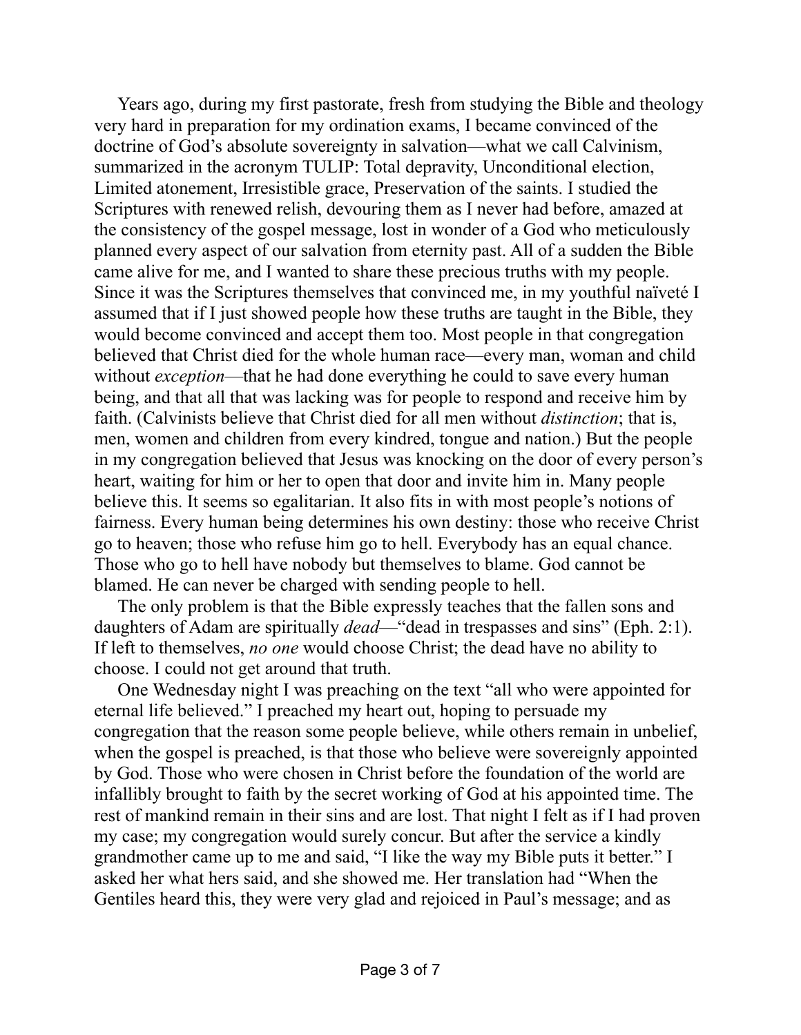Years ago, during my first pastorate, fresh from studying the Bible and theology very hard in preparation for my ordination exams, I became convinced of the doctrine of God's absolute sovereignty in salvation—what we call Calvinism, summarized in the acronym TULIP: Total depravity, Unconditional election, Limited atonement, Irresistible grace, Preservation of the saints. I studied the Scriptures with renewed relish, devouring them as I never had before, amazed at the consistency of the gospel message, lost in wonder of a God who meticulously planned every aspect of our salvation from eternity past. All of a sudden the Bible came alive for me, and I wanted to share these precious truths with my people. Since it was the Scriptures themselves that convinced me, in my youthful naïveté I assumed that if I just showed people how these truths are taught in the Bible, they would become convinced and accept them too. Most people in that congregation believed that Christ died for the whole human race—every man, woman and child without *exception*—that he had done everything he could to save every human being, and that all that was lacking was for people to respond and receive him by faith. (Calvinists believe that Christ died for all men without *distinction*; that is, men, women and children from every kindred, tongue and nation.) But the people in my congregation believed that Jesus was knocking on the door of every person's heart, waiting for him or her to open that door and invite him in. Many people believe this. It seems so egalitarian. It also fits in with most people's notions of fairness. Every human being determines his own destiny: those who receive Christ go to heaven; those who refuse him go to hell. Everybody has an equal chance. Those who go to hell have nobody but themselves to blame. God cannot be blamed. He can never be charged with sending people to hell.

The only problem is that the Bible expressly teaches that the fallen sons and daughters of Adam are spiritually *dead*—"dead in trespasses and sins" (Eph. 2:1). If left to themselves, *no one* would choose Christ; the dead have no ability to choose. I could not get around that truth.

One Wednesday night I was preaching on the text "all who were appointed for eternal life believed." I preached my heart out, hoping to persuade my congregation that the reason some people believe, while others remain in unbelief, when the gospel is preached, is that those who believe were sovereignly appointed by God. Those who were chosen in Christ before the foundation of the world are infallibly brought to faith by the secret working of God at his appointed time. The rest of mankind remain in their sins and are lost. That night I felt as if I had proven my case; my congregation would surely concur. But after the service a kindly grandmother came up to me and said, "I like the way my Bible puts it better." I asked her what hers said, and she showed me. Her translation had "When the Gentiles heard this, they were very glad and rejoiced in Paul's message; and as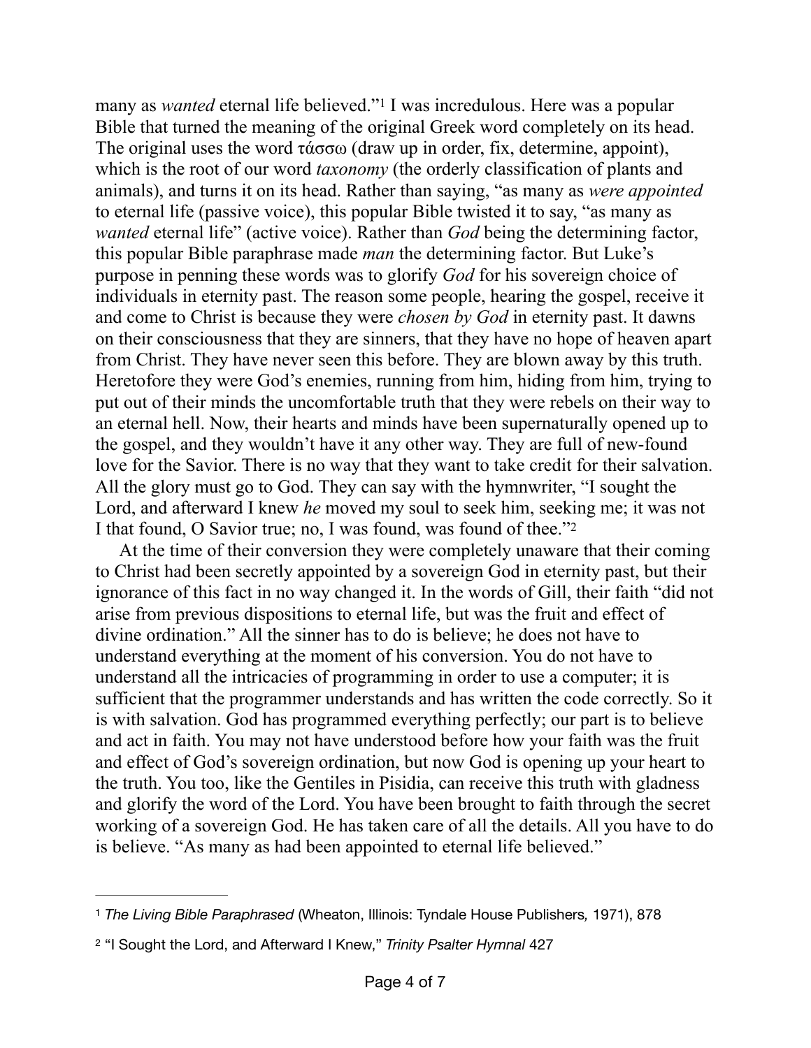many as *wanted* eternal life believed."[1] I was incredulous. Here was a popular Bible that turned the meaning of the original Greek word completely on its head. The original uses the word τάσσω (draw up in order, fix, determine, appoint), which is the root of our word *taxonomy* (the orderly classification of plants and animals), and turns it on its head. Rather than saying, "as many as *were appointed* to eternal life (passive voice), this popular Bible twisted it to say, "as many as *wanted* eternal life" (active voice). Rather than *God* being the determining factor, this popular Bible paraphrase made *man* the determining factor. But Luke's purpose in penning these words was to glorify *God* for his sovereign choice of individuals in eternity past. The reason some people, hearing the gospel, receive it and come to Christ is because they were *chosen by God* in eternity past. It dawns on their consciousness that they are sinners, that they have no hope of heaven apart from Christ. They have never seen this before. They are blown away by this truth. Heretofore they were God's enemies, running from him, hiding from him, trying to put out of their minds the uncomfortable truth that they were rebels on their way to an eternal hell. Now, their hearts and minds have been supernaturally opened up to the gospel, and they wouldn't have it any other way. They are full of new-found love for the Savior. There is no way that they want to take credit for their salvation. All the glory must go to God. They can say with the hymnwriter, "I sought the Lord, and afterward I knew *he* moved my soul to seek him, seeking me; it was not I that found, O Savior true; no, I was found, was found of thee."[2]

At the time of their conversion they were completely unaware that their coming to Christ had been secretly appointed by a sovereign God in eternity past, but their ignorance of this fact in no way changed it. In the words of Gill, their faith "did not arise from previous dispositions to eternal life, but was the fruit and effect of divine ordination." All the sinner has to do is believe; he does not have to understand everything at the moment of his conversion. You do not have to understand all the intricacies of programming in order to use a computer; it is sufficient that the programmer understands and has written the code correctly. So it is with salvation. God has programmed everything perfectly; our part is to believe and act in faith. You may not have understood before how your faith was the fruit and effect of God's sovereign ordination, but now God is opening up your heart to the truth. You too, like the Gentiles in Pisidia, can receive this truth with gladness and glorify the word of the Lord. You have been brought to faith through the secret working of a sovereign God. He has taken care of all the details. All you have to do is believe. "As many as had been appointed to eternal life believed."

---

[1] *The Living Bible Paraphrased* (Wheaton, Illinois: Tyndale House Publishers, 1971), 878

[2] "I Sought the Lord, and Afterward I Knew," *Trinity Psalter Hymnal* 427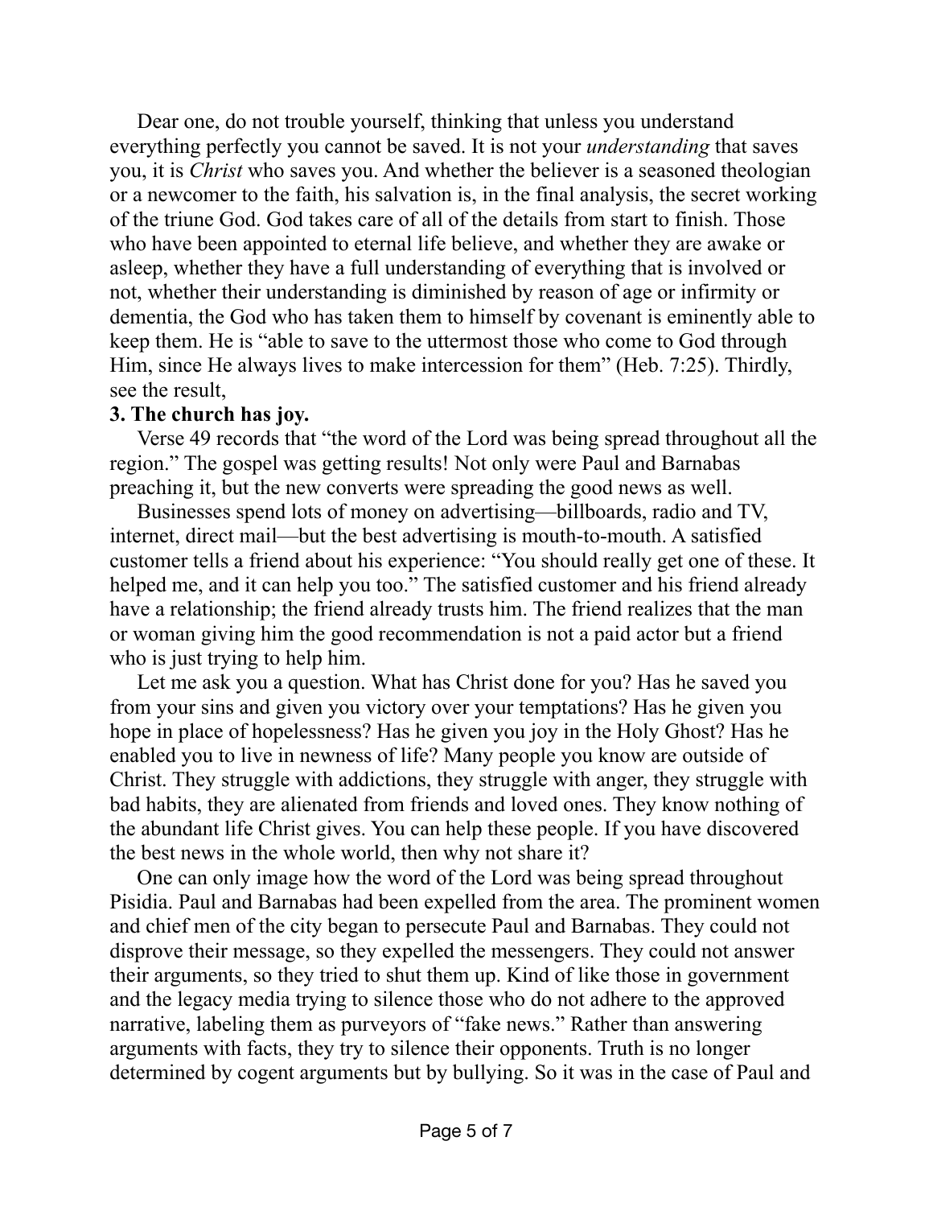Dear one, do not trouble yourself, thinking that unless you understand everything perfectly you cannot be saved. It is not your *understanding* that saves you, it is *Christ* who saves you. And whether the believer is a seasoned theologian or a newcomer to the faith, his salvation is, in the final analysis, the secret working of the triune God. God takes care of all of the details from start to finish. Those who have been appointed to eternal life believe, and whether they are awake or asleep, whether they have a full understanding of everything that is involved or not, whether their understanding is diminished by reason of age or infirmity or dementia, the God who has taken them to himself by covenant is eminently able to keep them. He is "able to save to the uttermost those who come to God through Him, since He always lives to make intercession for them" (Heb. 7:25). Thirdly, see the result,

**3. The church has joy.**

Verse 49 records that "the word of the Lord was being spread throughout all the region." The gospel was getting results! Not only were Paul and Barnabas preaching it, but the new converts were spreading the good news as well.

Businesses spend lots of money on advertising—billboards, radio and TV, internet, direct mail—but the best advertising is mouth-to-mouth. A satisfied customer tells a friend about his experience: "You should really get one of these. It helped me, and it can help you too." The satisfied customer and his friend already have a relationship; the friend already trusts him. The friend realizes that the man or woman giving him the good recommendation is not a paid actor but a friend who is just trying to help him.

Let me ask you a question. What has Christ done for you? Has he saved you from your sins and given you victory over your temptations? Has he given you hope in place of hopelessness? Has he given you joy in the Holy Ghost? Has he enabled you to live in newness of life? Many people you know are outside of Christ. They struggle with addictions, they struggle with anger, they struggle with bad habits, they are alienated from friends and loved ones. They know nothing of the abundant life Christ gives. You can help these people. If you have discovered the best news in the whole world, then why not share it?

One can only image how the word of the Lord was being spread throughout Pisidia. Paul and Barnabas had been expelled from the area. The prominent women and chief men of the city began to persecute Paul and Barnabas. They could not disprove their message, so they expelled the messengers. They could not answer their arguments, so they tried to shut them up. Kind of like those in government and the legacy media trying to silence those who do not adhere to the approved narrative, labeling them as purveyors of "fake news." Rather than answering arguments with facts, they try to silence their opponents. Truth is no longer determined by cogent arguments but by bullying. So it was in the case of Paul and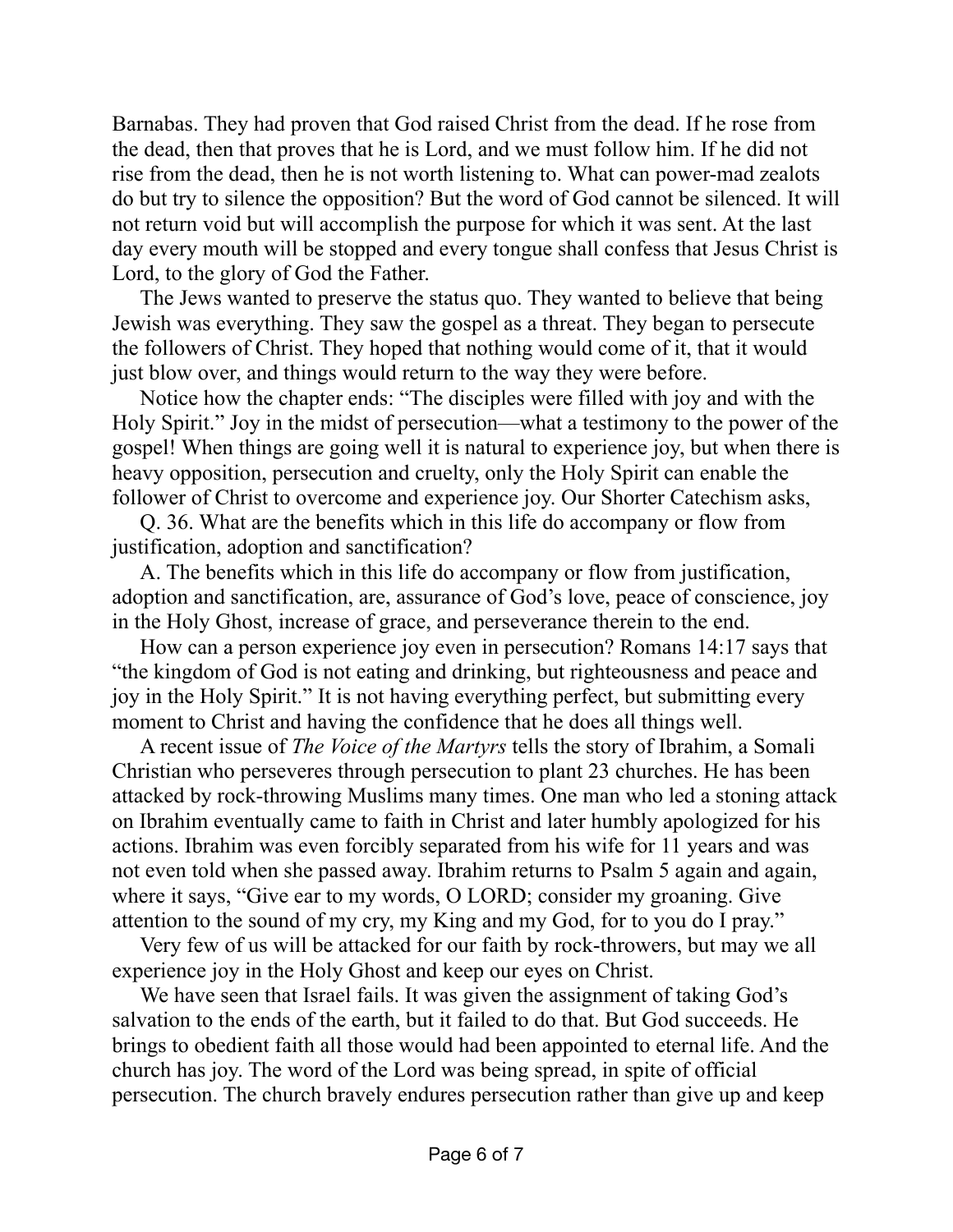Barnabas. They had proven that God raised Christ from the dead. If he rose from the dead, then that proves that he is Lord, and we must follow him. If he did not rise from the dead, then he is not worth listening to. What can power-mad zealots do but try to silence the opposition? But the word of God cannot be silenced. It will not return void but will accomplish the purpose for which it was sent. At the last day every mouth will be stopped and every tongue shall confess that Jesus Christ is Lord, to the glory of God the Father.

The Jews wanted to preserve the status quo. They wanted to believe that being Jewish was everything. They saw the gospel as a threat. They began to persecute the followers of Christ. They hoped that nothing would come of it, that it would just blow over, and things would return to the way they were before.

Notice how the chapter ends: "The disciples were filled with joy and with the Holy Spirit." Joy in the midst of persecution—what a testimony to the power of the gospel! When things are going well it is natural to experience joy, but when there is heavy opposition, persecution and cruelty, only the Holy Spirit can enable the follower of Christ to overcome and experience joy. Our Shorter Catechism asks,

Q. 36. What are the benefits which in this life do accompany or flow from justification, adoption and sanctification?

A. The benefits which in this life do accompany or flow from justification, adoption and sanctification, are, assurance of God's love, peace of conscience, joy in the Holy Ghost, increase of grace, and perseverance therein to the end.

How can a person experience joy even in persecution? Romans 14:17 says that "the kingdom of God is not eating and drinking, but righteousness and peace and joy in the Holy Spirit." It is not having everything perfect, but submitting every moment to Christ and having the confidence that he does all things well.

A recent issue of *The Voice of the Martyrs* tells the story of Ibrahim, a Somali Christian who perseveres through persecution to plant 23 churches. He has been attacked by rock-throwing Muslims many times. One man who led a stoning attack on Ibrahim eventually came to faith in Christ and later humbly apologized for his actions. Ibrahim was even forcibly separated from his wife for 11 years and was not even told when she passed away. Ibrahim returns to Psalm 5 again and again, where it says, "Give ear to my words, O LORD; consider my groaning. Give attention to the sound of my cry, my King and my God, for to you do I pray."

Very few of us will be attacked for our faith by rock-throwers, but may we all experience joy in the Holy Ghost and keep our eyes on Christ.

We have seen that Israel fails. It was given the assignment of taking God's salvation to the ends of the earth, but it failed to do that. But God succeeds. He brings to obedient faith all those would had been appointed to eternal life. And the church has joy. The word of the Lord was being spread, in spite of official persecution. The church bravely endures persecution rather than give up and keep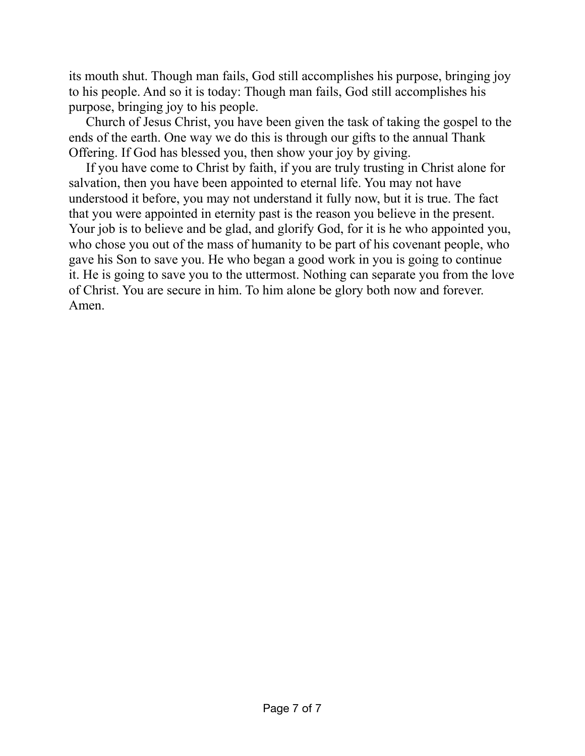its mouth shut. Though man fails, God still accomplishes his purpose, bringing joy to his people. And so it is today: Though man fails, God still accomplishes his purpose, bringing joy to his people.

Church of Jesus Christ, you have been given the task of taking the gospel to the ends of the earth. One way we do this is through our gifts to the annual Thank Offering. If God has blessed you, then show your joy by giving.

If you have come to Christ by faith, if you are truly trusting in Christ alone for salvation, then you have been appointed to eternal life. You may not have understood it before, you may not understand it fully now, but it is true. The fact that you were appointed in eternity past is the reason you believe in the present. Your job is to believe and be glad, and glorify God, for it is he who appointed you, who chose you out of the mass of humanity to be part of his covenant people, who gave his Son to save you. He who began a good work in you is going to continue it. He is going to save you to the uttermost. Nothing can separate you from the love of Christ. You are secure in him. To him alone be glory both now and forever. Amen.